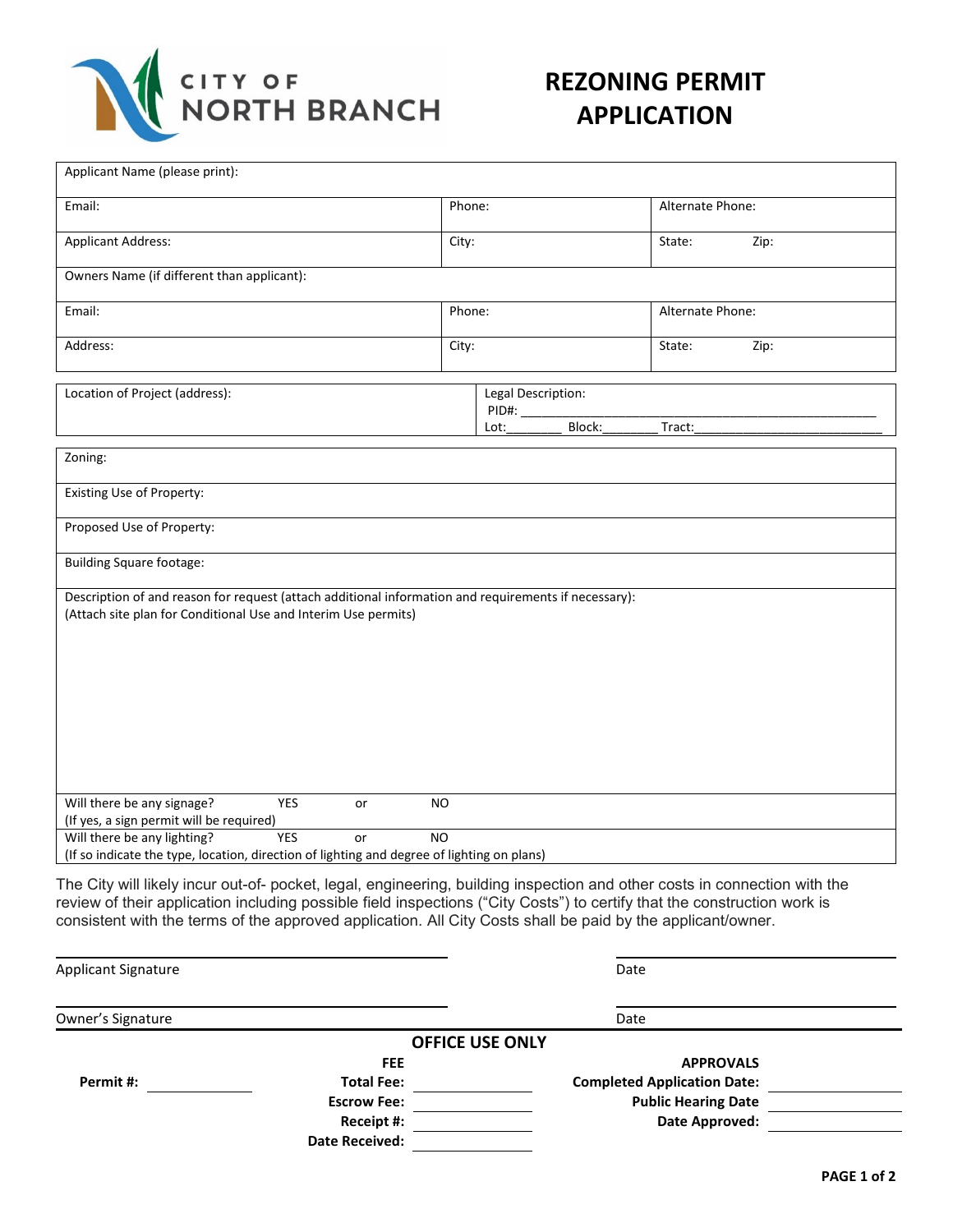CITY OF NORTH BRANCH

# REZONING PERMIT APPLICATION

| Applicant Name (please print): | | |
|---|---|---|
| Email: | Phone: | Alternate Phone: |
| Applicant Address: | City: | State: Zip: |
| Owners Name (if different than applicant): | | |
| Email: | Phone: | Alternate Phone: |
| Address: | City: | State: Zip: |

| Location of Project (address): | Legal Description: PID#: ____ Lot:____ Block:____ Tract:____ |
|---|---|

| Zoning: |
|---|
| Existing Use of Property: |
| Proposed Use of Property: |
| Building Square footage: |
| Description of and reason for request (attach additional information and requirements if necessary): (Attach site plan for Conditional Use and Interim Use permits) |
| Will there be any signage? YES or NO (If yes, a sign permit will be required) |
| Will there be any lighting? YES or NO (If so indicate the type, location, direction of lighting and degree of lighting on plans) |

The City will likely incur out-of- pocket, legal, engineering, building inspection and other costs in connection with the review of their application including possible field inspections ("City Costs") to certify that the construction work is consistent with the terms of the approved application. All City Costs shall be paid by the applicant/owner.

Applicant Signature ____________________ Date ____________

Owner's Signature ____________________ Date ____________

**OFFICE USE ONLY**

| | **FEE** | | **APPROVALS** | |
|---|---|---|---|---|
| **Permit #:** ______ | **Total Fee:** | ______ | **Completed Application Date:** | ______ |
| | **Escrow Fee:** | ______ | **Public Hearing Date** | ______ |
| | **Receipt #:** | ______ | **Date Approved:** | ______ |
| | **Date Received:** | ______ | | |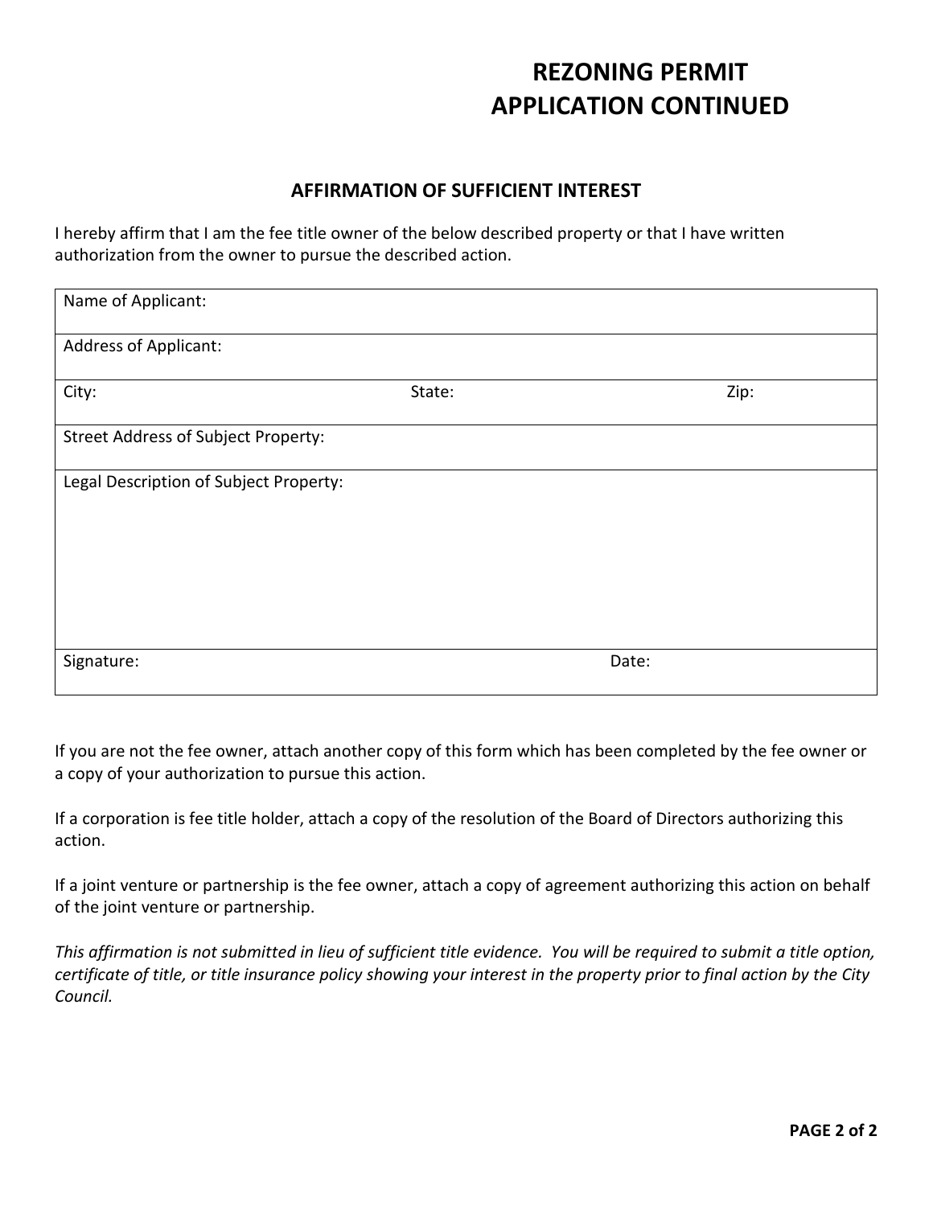# REZONING PERMIT APPLICATION CONTINUED

## AFFIRMATION OF SUFFICIENT INTEREST

I hereby affirm that I am the fee title owner of the below described property or that I have written authorization from the owner to pursue the described action.

| | | |
|---|---|---|
| Name of Applicant: | | |
| Address of Applicant: | | |
| City: | State: | Zip: |
| Street Address of Subject Property: | | |
| Legal Description of Subject Property: | | |
| Signature: | | Date: |

If you are not the fee owner, attach another copy of this form which has been completed by the fee owner or a copy of your authorization to pursue this action.

If a corporation is fee title holder, attach a copy of the resolution of the Board of Directors authorizing this action.

If a joint venture or partnership is the fee owner, attach a copy of agreement authorizing this action on behalf of the joint venture or partnership.

*This affirmation is not submitted in lieu of sufficient title evidence. You will be required to submit a title option, certificate of title, or title insurance policy showing your interest in the property prior to final action by the City Council.*